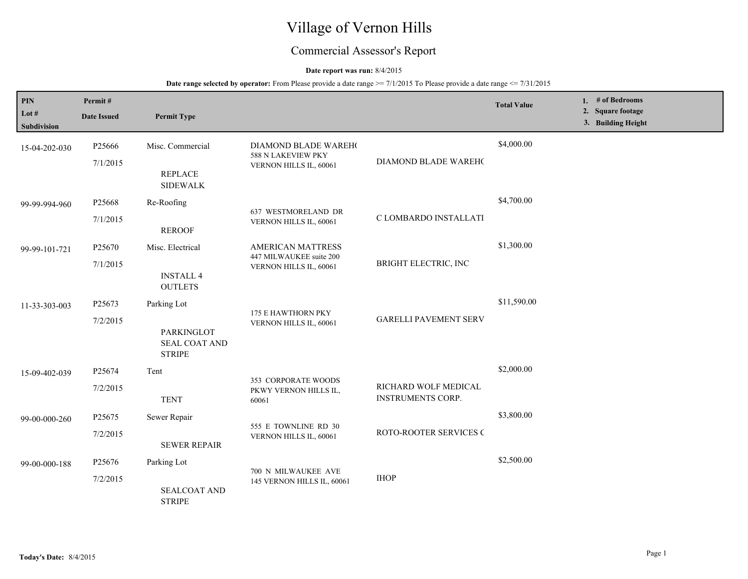# Village of Vernon Hills

## Commercial Assessor's Report

**Date report was run:** 8/4/2015

**Date range selected by operator:** From Please provide a date range >= 7/1/2015 To Please provide a date range <= 7/31/2015

| PIN<br>Lot #<br>Subdivision | Permit #<br>Date Issued | Permit Type | | | Total Value | 1. # of Bedrooms<br>2. Square footage<br>3. Building Height |
|---|---|---|---|---|---|---|
| 15-04-202-030 | P25666<br>7/1/2015 | Misc. Commercial<br>REPLACE SIDEWALK | DIAMOND BLADE WAREH(<br>588 N LAKEVIEW PKY<br>VERNON HILLS IL, 60061 | DIAMOND BLADE WAREH( | $4,000.00 | |
| 99-99-994-960 | P25668<br>7/1/2015 | Re-Roofing<br>REROOF | 637 WESTMORELAND DR<br>VERNON HILLS IL, 60061 | C LOMBARDO INSTALLATI | $4,700.00 | |
| 99-99-101-721 | P25670<br>7/1/2015 | Misc. Electrical<br>INSTALL 4 OUTLETS | AMERICAN MATTRESS<br>447 MILWAUKEE suite 200<br>VERNON HILLS IL, 60061 | BRIGHT ELECTRIC, INC | $1,300.00 | |
| 11-33-303-003 | P25673<br>7/2/2015 | Parking Lot<br>PARKINGLOT SEAL COAT AND STRIPE | 175 E HAWTHORN PKY<br>VERNON HILLS IL, 60061 | GARELLI PAVEMENT SERV | $11,590.00 | |
| 15-09-402-039 | P25674<br>7/2/2015 | Tent<br>TENT | 353 CORPORATE WOODS PKWY VERNON HILLS IL, 60061 | RICHARD WOLF MEDICAL INSTRUMENTS CORP. | $2,000.00 | |
| 99-00-000-260 | P25675<br>7/2/2015 | Sewer Repair<br>SEWER REPAIR | 555 E TOWNLINE RD 30<br>VERNON HILLS IL, 60061 | ROTO-ROOTER SERVICES ( | $3,800.00 | |
| 99-00-000-188 | P25676<br>7/2/2015 | Parking Lot<br>SEALCOAT AND STRIPE | 700 N MILWAUKEE AVE<br>145 VERNON HILLS IL, 60061 | IHOP | $2,500.00 | |

**Today's Date:** 8/4/2015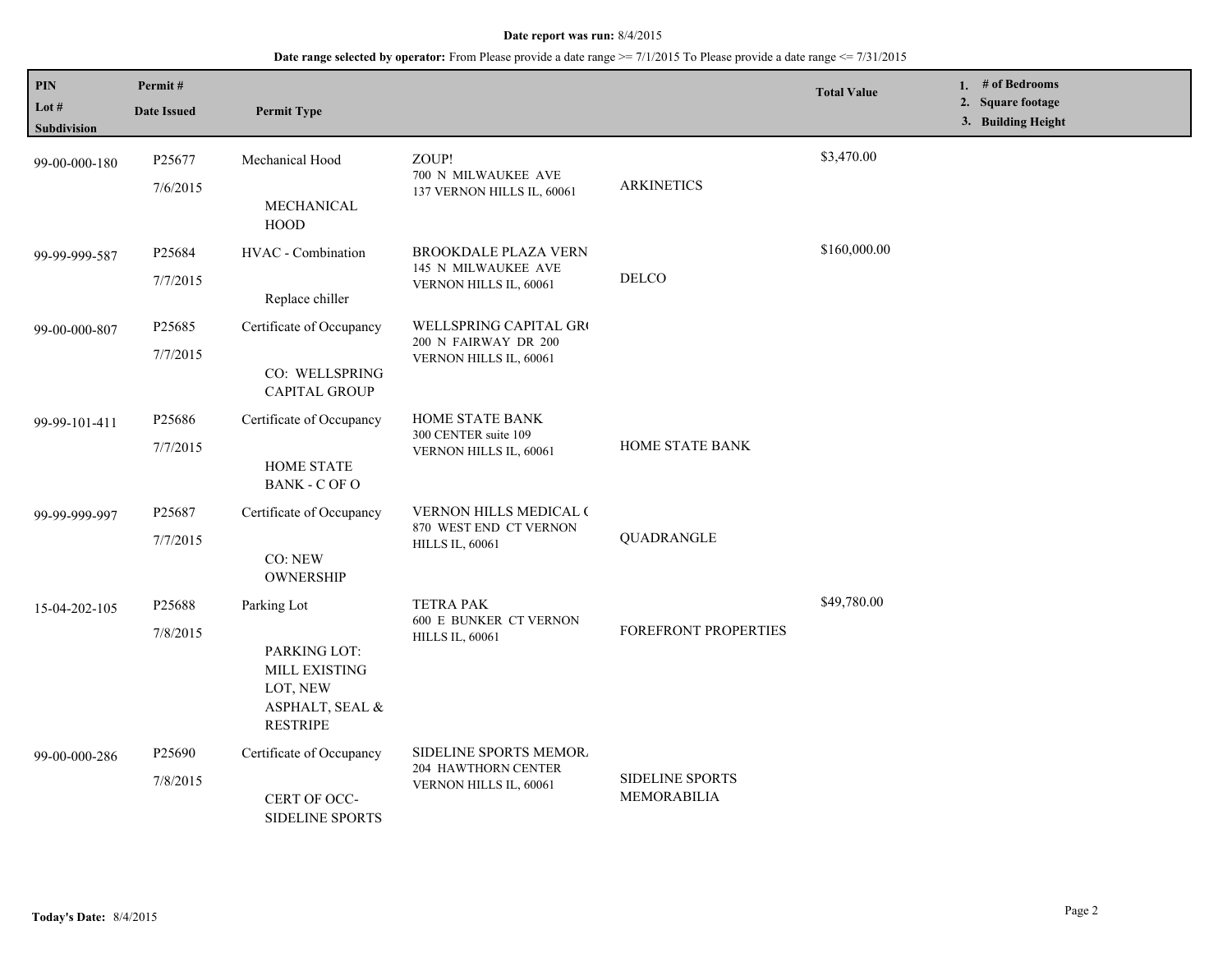**Date report was run:** 8/4/2015

**Date range selected by operator:** From Please provide a date range >= 7/1/2015 To Please provide a date range <= 7/31/2015

| PIN<br>Lot #<br>Subdivision | Permit #<br>Date Issued | Permit Type | | | Total Value | 1. # of Bedrooms<br>2. Square footage<br>3. Building Height |
|---|---|---|---|---|---|---|
| 99-00-000-180 | P25677<br>7/6/2015 | Mechanical Hood<br><br>MECHANICAL HOOD | ZOUP!<br>700 N MILWAUKEE AVE<br>137 VERNON HILLS IL, 60061 | ARKINETICS | $3,470.00 | |
| 99-99-999-587 | P25684<br>7/7/2015 | HVAC - Combination<br><br>Replace chiller | BROOKDALE PLAZA VERN<br>145 N MILWAUKEE AVE<br>VERNON HILLS IL, 60061 | DELCO | $160,000.00 | |
| 99-00-000-807 | P25685<br>7/7/2015 | Certificate of Occupancy<br><br>CO: WELLSPRING CAPITAL GROUP | WELLSPRING CAPITAL GR(<br>200 N FAIRWAY DR 200<br>VERNON HILLS IL, 60061 | | | |
| 99-99-101-411 | P25686<br>7/7/2015 | Certificate of Occupancy<br><br>HOME STATE BANK - C OF O | HOME STATE BANK<br>300 CENTER suite 109<br>VERNON HILLS IL, 60061 | HOME STATE BANK | | |
| 99-99-999-997 | P25687<br>7/7/2015 | Certificate of Occupancy<br><br>CO: NEW OWNERSHIP | VERNON HILLS MEDICAL (<br>870 WEST END CT VERNON<br>HILLS IL, 60061 | QUADRANGLE | | |
| 15-04-202-105 | P25688<br>7/8/2015 | Parking Lot<br><br>PARKING LOT: MILL EXISTING LOT, NEW ASPHALT, SEAL & RESTRIPE | TETRA PAK<br>600 E BUNKER CT VERNON<br>HILLS IL, 60061 | FOREFRONT PROPERTIES | $49,780.00 | |
| 99-00-000-286 | P25690<br>7/8/2015 | Certificate of Occupancy<br><br>CERT OF OCC-SIDELINE SPORTS | SIDELINE SPORTS MEMOR.<br>204 HAWTHORN CENTER<br>VERNON HILLS IL, 60061 | SIDELINE SPORTS MEMORABILIA | | |

**Today's Date:** 8/4/2015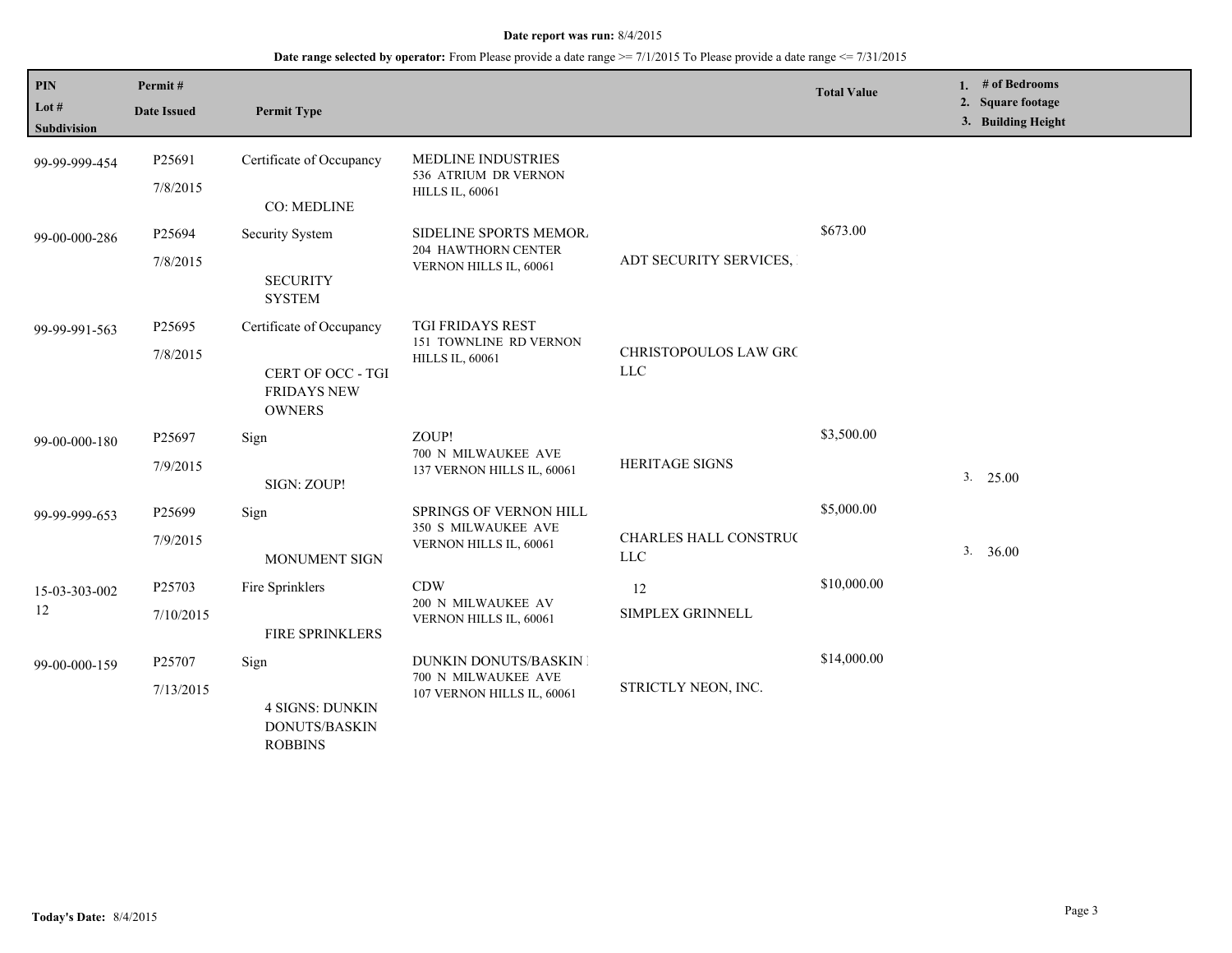**Date report was run:** 8/4/2015

**Date range selected by operator:** From Please provide a date range >= 7/1/2015 To Please provide a date range <= 7/31/2015

| PIN<br>Lot #<br>Subdivision | Permit #<br>Date Issued | Permit Type | | | Total Value | 1. # of Bedrooms<br>2. Square footage<br>3. Building Height |
|---|---|---|---|---|---|---|
| 99-99-999-454 | P25691<br>7/8/2015 | Certificate of Occupancy<br>CO: MEDLINE | MEDLINE INDUSTRIES<br>536 ATRIUM DR VERNON HILLS IL, 60061 | | | |
| 99-00-000-286 | P25694<br>7/8/2015 | Security System<br>SECURITY SYSTEM | SIDELINE SPORTS MEMOR.<br>204 HAWTHORN CENTER VERNON HILLS IL, 60061 | ADT SECURITY SERVICES, | $673.00 | |
| 99-99-991-563 | P25695<br>7/8/2015 | Certificate of Occupancy<br>CERT OF OCC - TGI FRIDAYS NEW OWNERS | TGI FRIDAYS REST<br>151 TOWNLINE RD VERNON HILLS IL, 60061 | CHRISTOPOULOS LAW GRC LLC | | |
| 99-00-000-180 | P25697<br>7/9/2015 | Sign<br>SIGN: ZOUP! | ZOUP!<br>700 N MILWAUKEE AVE 137 VERNON HILLS IL, 60061 | HERITAGE SIGNS | $3,500.00 | 3. 25.00 |
| 99-99-999-653 | P25699<br>7/9/2015 | Sign<br>MONUMENT SIGN | SPRINGS OF VERNON HILL<br>350 S MILWAUKEE AVE VERNON HILLS IL, 60061 | CHARLES HALL CONSTRUC LLC | $5,000.00 | 3. 36.00 |
| 15-03-303-002<br>12 | P25703<br>7/10/2015 | Fire Sprinklers<br>FIRE SPRINKLERS | CDW<br>200 N MILWAUKEE AV VERNON HILLS IL, 60061 | 12<br>SIMPLEX GRINNELL | $10,000.00 | |
| 99-00-000-159 | P25707<br>7/13/2015 | Sign<br>4 SIGNS: DUNKIN DONUTS/BASKIN ROBBINS | DUNKIN DONUTS/BASKIN<br>700 N MILWAUKEE AVE 107 VERNON HILLS IL, 60061 | STRICTLY NEON, INC. | $14,000.00 | |

**Today's Date:** 8/4/2015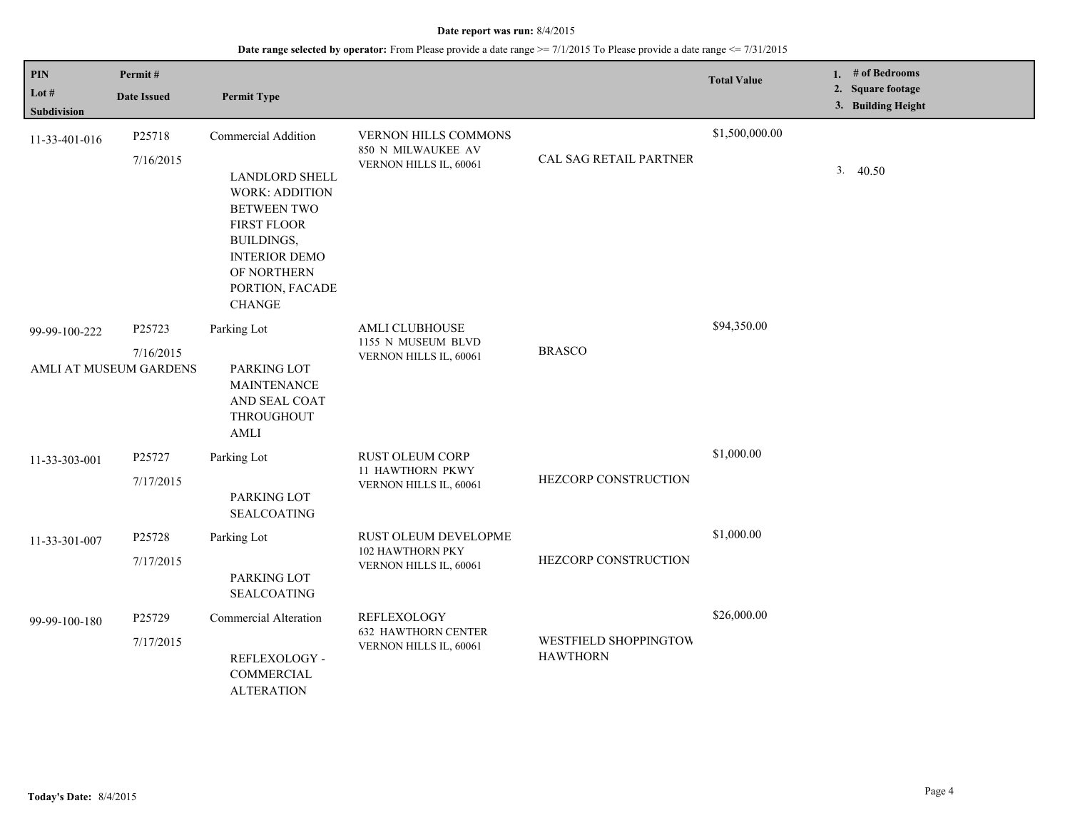**Date report was run:** 8/4/2015

**Date range selected by operator:** From Please provide a date range >= 7/1/2015 To Please provide a date range <= 7/31/2015

| PIN<br>Lot #<br>Subdivision | Permit #<br>Date Issued | Permit Type | | | Total Value | 1. # of Bedrooms<br>2. Square footage<br>3. Building Height |
|---|---|---|---|---|---|---|
| 11-33-401-016 | P25718<br>7/16/2015 | Commercial Addition<br><br>LANDLORD SHELL WORK: ADDITION BETWEEN TWO FIRST FLOOR BUILDINGS, INTERIOR DEMO OF NORTHERN PORTION, FACADE CHANGE | VERNON HILLS COMMONS<br>850 N MILWAUKEE AV<br>VERNON HILLS IL, 60061 | CAL SAG RETAIL PARTNER | $1,500,000.00 | 3. 40.50 |
| 99-99-100-222<br>AMLI AT MUSEUM GARDENS | P25723<br>7/16/2015 | Parking Lot<br><br>PARKING LOT MAINTENANCE AND SEAL COAT THROUGHOUT AMLI | AMLI CLUBHOUSE<br>1155 N MUSEUM BLVD<br>VERNON HILLS IL, 60061 | BRASCO | $94,350.00 | |
| 11-33-303-001 | P25727<br>7/17/2015 | Parking Lot<br><br>PARKING LOT SEALCOATING | RUST OLEUM CORP<br>11 HAWTHORN PKWY<br>VERNON HILLS IL, 60061 | HEZCORP CONSTRUCTION | $1,000.00 | |
| 11-33-301-007 | P25728<br>7/17/2015 | Parking Lot<br><br>PARKING LOT SEALCOATING | RUST OLEUM DEVELOPME<br>102 HAWTHORN PKY<br>VERNON HILLS IL, 60061 | HEZCORP CONSTRUCTION | $1,000.00 | |
| 99-99-100-180 | P25729<br>7/17/2015 | Commercial Alteration<br><br>REFLEXOLOGY - COMMERCIAL ALTERATION | REFLEXOLOGY<br>632 HAWTHORN CENTER<br>VERNON HILLS IL, 60061 | WESTFIELD SHOPPINGTOW HAWTHORN | $26,000.00 | |

**Today's Date:** 8/4/2015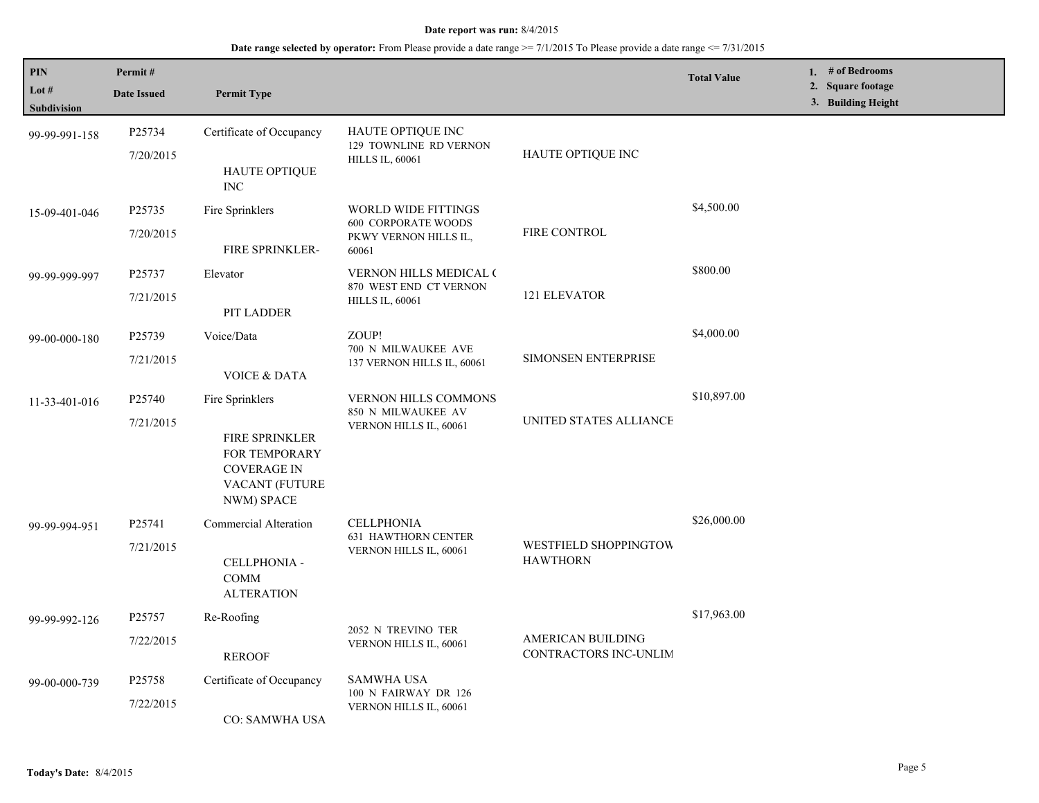**Date report was run:** 8/4/2015

**Date range selected by operator:** From Please provide a date range >= 7/1/2015 To Please provide a date range <= 7/31/2015

| PIN<br>Lot #<br>Subdivision | Permit #<br>Date Issued | Permit Type | | | Total Value | 1. # of Bedrooms<br>2. Square footage<br>3. Building Height |
|---|---|---|---|---|---|---|
| 99-99-991-158 | P25734<br>7/20/2015 | Certificate of Occupancy<br>HAUTE OPTIQUE INC | HAUTE OPTIQUE INC<br>129 TOWNLINE RD VERNON HILLS IL, 60061 | HAUTE OPTIQUE INC | | |
| 15-09-401-046 | P25735<br>7/20/2015 | Fire Sprinklers<br>FIRE SPRINKLER- | WORLD WIDE FITTINGS<br>600 CORPORATE WOODS PKWY VERNON HILLS IL, 60061 | FIRE CONTROL | $4,500.00 | |
| 99-99-999-997 | P25737<br>7/21/2015 | Elevator<br>PIT LADDER | VERNON HILLS MEDICAL (<br>870 WEST END CT VERNON HILLS IL, 60061 | 121 ELEVATOR | $800.00 | |
| 99-00-000-180 | P25739<br>7/21/2015 | Voice/Data<br>VOICE & DATA | ZOUP!<br>700 N MILWAUKEE AVE 137 VERNON HILLS IL, 60061 | SIMONSEN ENTERPRISE | $4,000.00 | |
| 11-33-401-016 | P25740<br>7/21/2015 | Fire Sprinklers<br>FIRE SPRINKLER FOR TEMPORARY COVERAGE IN VACANT (FUTURE NWM) SPACE | VERNON HILLS COMMONS<br>850 N MILWAUKEE AV VERNON HILLS IL, 60061 | UNITED STATES ALLIANCE | $10,897.00 | |
| 99-99-994-951 | P25741<br>7/21/2015 | Commercial Alteration<br>CELLPHONIA - COMM ALTERATION | CELLPHONIA<br>631 HAWTHORN CENTER VERNON HILLS IL, 60061 | WESTFIELD SHOPPINGTOW HAWTHORN | $26,000.00 | |
| 99-99-992-126 | P25757<br>7/22/2015 | Re-Roofing<br>REROOF | 2052 N TREVINO TER VERNON HILLS IL, 60061 | AMERICAN BUILDING CONTRACTORS INC-UNLIM | $17,963.00 | |
| 99-00-000-739 | P25758<br>7/22/2015 | Certificate of Occupancy<br>CO: SAMWHA USA | SAMWHA USA<br>100 N FAIRWAY DR 126 VERNON HILLS IL, 60061 | | | |

**Today's Date:** 8/4/2015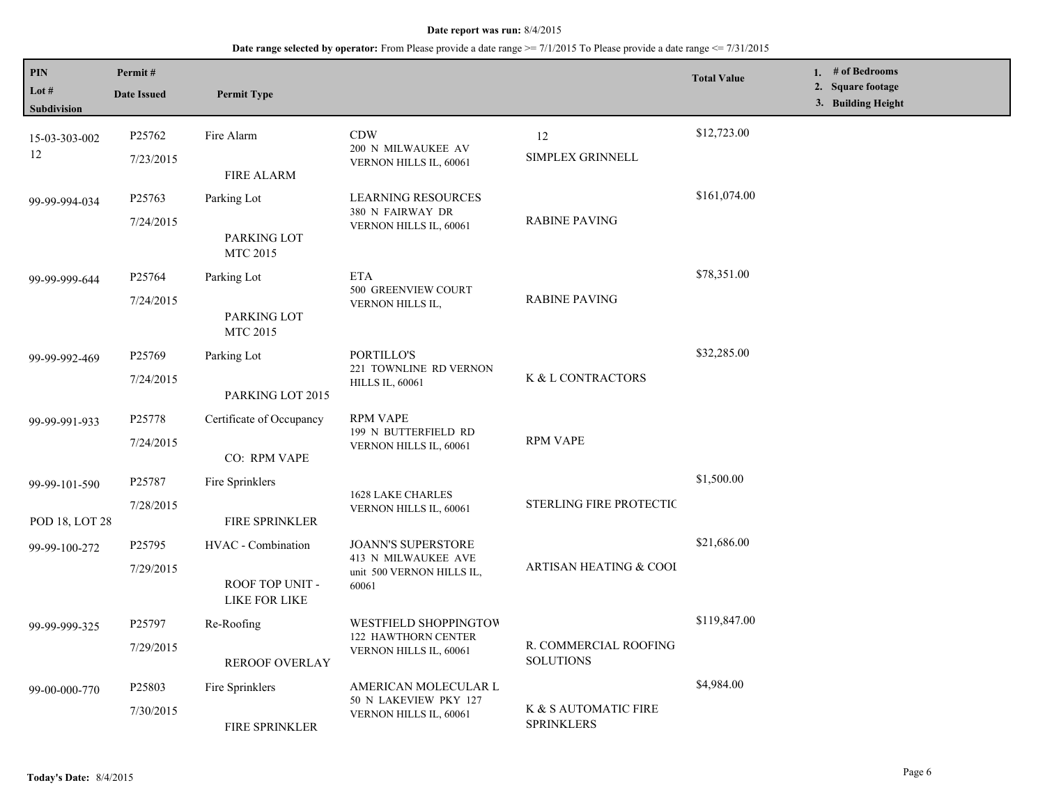**Date report was run:** 8/4/2015

**Date range selected by operator:** From Please provide a date range >= 7/1/2015 To Please provide a date range <= 7/31/2015

| PIN / Lot # / Subdivision | Permit # / Date Issued | Permit Type | | | Total Value | 1. # of Bedrooms 2. Square footage 3. Building Height |
|---|---|---|---|---|---|---|
| 15-03-303-002 12 | P25762 7/23/2015 | Fire Alarm FIRE ALARM | CDW 200 N MILWAUKEE AV VERNON HILLS IL, 60061 | 12 SIMPLEX GRINNELL | $12,723.00 | |
| 99-99-994-034 | P25763 7/24/2015 | Parking Lot PARKING LOT MTC 2015 | LEARNING RESOURCES 380 N FAIRWAY DR VERNON HILLS IL, 60061 | RABINE PAVING | $161,074.00 | |
| 99-99-999-644 | P25764 7/24/2015 | Parking Lot PARKING LOT MTC 2015 | ETA 500 GREENVIEW COURT VERNON HILLS IL, | RABINE PAVING | $78,351.00 | |
| 99-99-992-469 | P25769 7/24/2015 | Parking Lot PARKING LOT 2015 | PORTILLO'S 221 TOWNLINE RD VERNON HILLS IL, 60061 | K & L CONTRACTORS | $32,285.00 | |
| 99-99-991-933 | P25778 7/24/2015 | Certificate of Occupancy CO: RPM VAPE | RPM VAPE 199 N BUTTERFIELD RD VERNON HILLS IL, 60061 | RPM VAPE | | |
| 99-99-101-590 POD 18, LOT 28 | P25787 7/28/2015 | Fire Sprinklers FIRE SPRINKLER | 1628 LAKE CHARLES VERNON HILLS IL, 60061 | STERLING FIRE PROTECTIC | $1,500.00 | |
| 99-99-100-272 | P25795 7/29/2015 | HVAC - Combination ROOF TOP UNIT - LIKE FOR LIKE | JOANN'S SUPERSTORE 413 N MILWAUKEE AVE unit 500 VERNON HILLS IL, 60061 | ARTISAN HEATING & COOI | $21,686.00 | |
| 99-99-999-325 | P25797 7/29/2015 | Re-Roofing REROOF OVERLAY | WESTFIELD SHOPPINGTOW 122 HAWTHORN CENTER VERNON HILLS IL, 60061 | R. COMMERCIAL ROOFING SOLUTIONS | $119,847.00 | |
| 99-00-000-770 | P25803 7/30/2015 | Fire Sprinklers FIRE SPRINKLER | AMERICAN MOLECULAR L 50 N LAKEVIEW PKY 127 VERNON HILLS IL, 60061 | K & S AUTOMATIC FIRE SPRINKLERS | $4,984.00 | |

**Today's Date:** 8/4/2015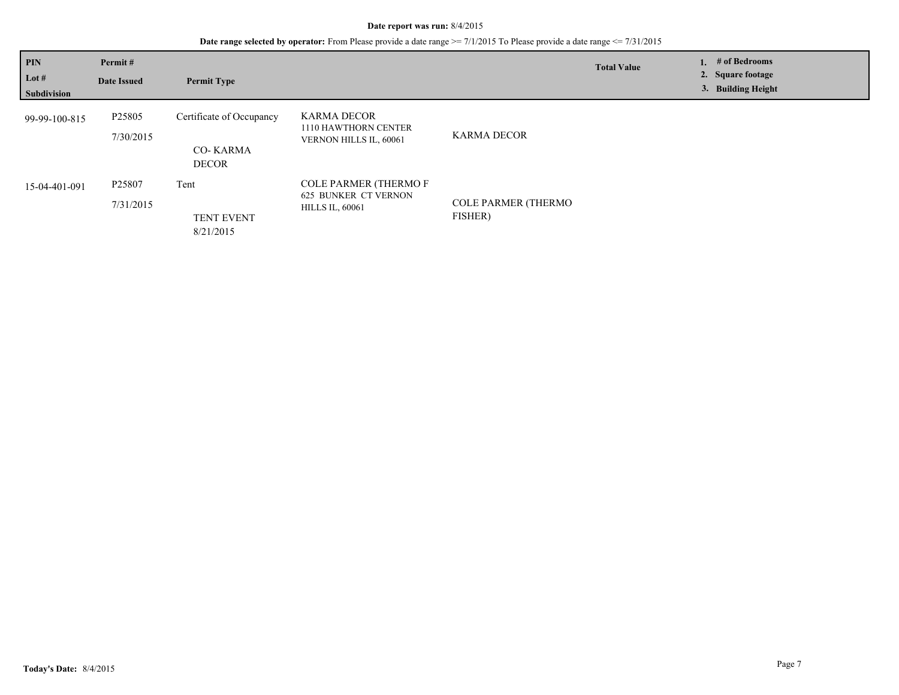**Date report was run:** 8/4/2015

**Date range selected by operator:** From Please provide a date range >= 7/1/2015 To Please provide a date range <= 7/31/2015

| PIN<br>Lot #<br>Subdivision | Permit #<br>Date Issued | Permit Type | | | Total Value | 1. # of Bedrooms<br>2. Square footage<br>3. Building Height |
|---|---|---|---|---|---|---|
| 99-99-100-815 | P25805<br>7/30/2015 | Certificate of Occupancy<br>CO- KARMA DECOR | KARMA DECOR<br>1110 HAWTHORN CENTER VERNON HILLS IL, 60061 | KARMA DECOR | | |
| 15-04-401-091 | P25807<br>7/31/2015 | Tent<br>TENT EVENT 8/21/2015 | COLE PARMER (THERMO F<br>625 BUNKER CT VERNON HILLS IL, 60061 | COLE PARMER (THERMO FISHER) | | |

**Today's Date:** 8/4/2015